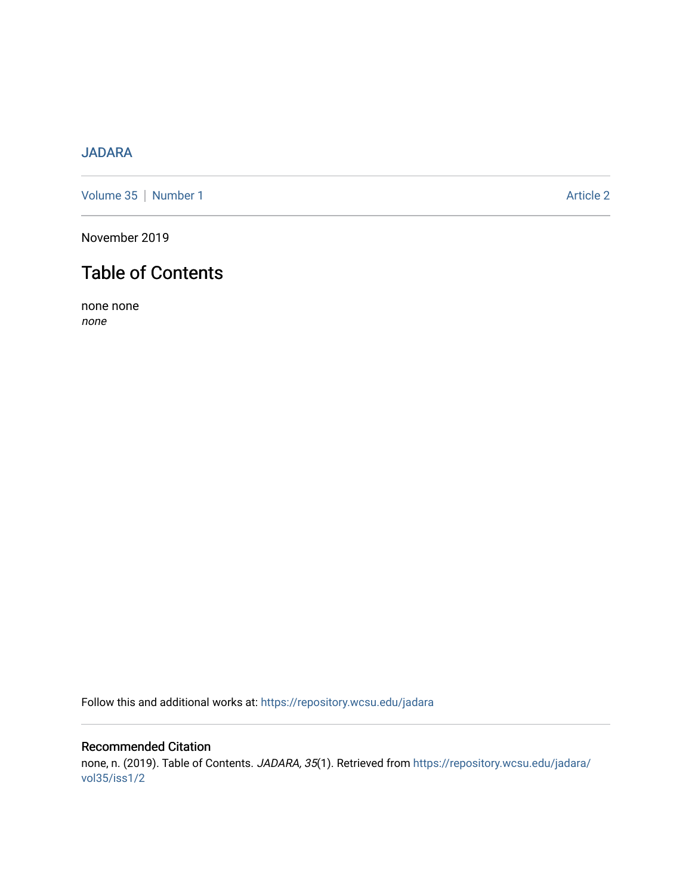JADARA

Volume 35 | Number 1 Article 2

November 2019

# Table of Contents

none none
*none*

Follow this and additional works at: https://repository.wcsu.edu/jadara

## Recommended Citation

none, n. (2019). Table of Contents. *JADARA, 35*(1). Retrieved from https://repository.wcsu.edu/jadara/vol35/iss1/2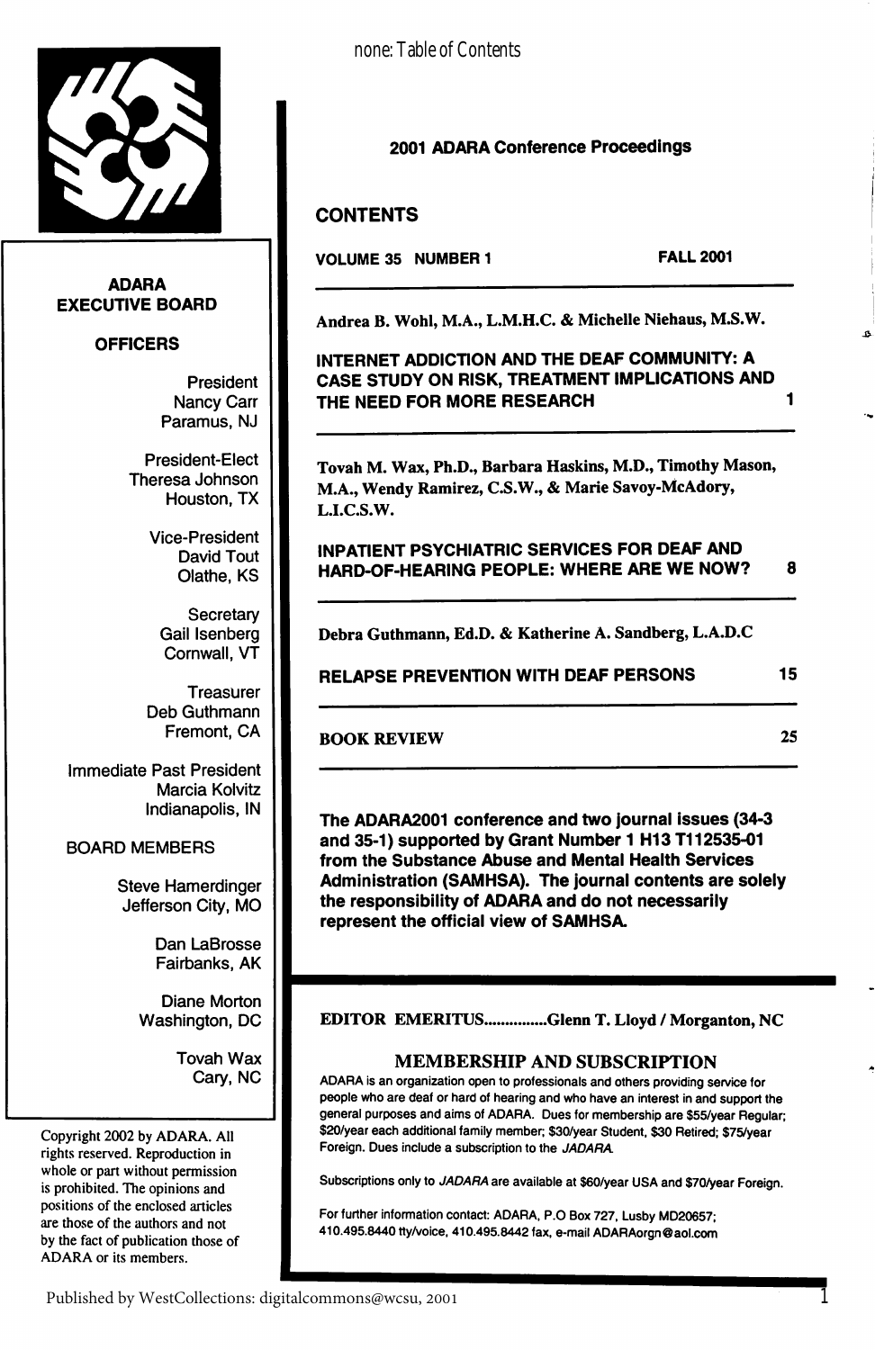none: Table of Contents

## 2001 ADARA Conference Proceedings

## CONTENTS

**VOLUME 35 NUMBER 1** **FALL 2001**

---

Andrea B. Wohl, M.A., L.M.H.C. & Michelle Niehaus, M.S.W.

**INTERNET ADDICTION AND THE DEAF COMMUNITY: A CASE STUDY ON RISK, TREATMENT IMPLICATIONS AND THE NEED FOR MORE RESEARCH** 1

---

Tovah M. Wax, Ph.D., Barbara Haskins, M.D., Timothy Mason, M.A., Wendy Ramirez, C.S.W., & Marie Savoy-McAdory, L.I.C.S.W.

**INPATIENT PSYCHIATRIC SERVICES FOR DEAF AND HARD-OF-HEARING PEOPLE: WHERE ARE WE NOW?** 8

---

Debra Guthmann, Ed.D. & Katherine A. Sandberg, L.A.D.C

**RELAPSE PREVENTION WITH DEAF PERSONS** 15

---

**BOOK REVIEW** 25

---

**The ADARA2001 conference and two journal issues (34-3 and 35-1) supported by Grant Number 1 H13 T112535-01 from the Substance Abuse and Mental Health Services Administration (SAMHSA). The journal contents are solely the responsibility of ADARA and do not necessarily represent the official view of SAMHSA.**

**ADARA EXECUTIVE BOARD**

**OFFICERS**

President
Nancy Carr
Paramus, NJ

President-Elect
Theresa Johnson
Houston, TX

Vice-President
David Tout
Olathe, KS

Secretary
Gail Isenberg
Cornwall, VT

Treasurer
Deb Guthmann
Fremont, CA

Immediate Past President
Marcia Kolvitz
Indianapolis, IN

**BOARD MEMBERS**

Steve Hamerdinger
Jefferson City, MO

Dan LaBrosse
Fairbanks, AK

Diane Morton
Washington, DC

Tovah Wax
Cary, NC

Copyright 2002 by ADARA. All rights reserved. Reproduction in whole or part without permission is prohibited. The opinions and positions of the enclosed articles are those of the authors and not by the fact of publication those of ADARA or its members.

**EDITOR EMERITUS...............Glenn T. Lloyd / Morganton, NC**

### MEMBERSHIP AND SUBSCRIPTION

ADARA is an organization open to professionals and others providing service for people who are deaf or hard of hearing and who have an interest in and support the general purposes and aims of ADARA. Dues for membership are $55/year Regular; $20/year each additional family member; $30/year Student, $30 Retired; $75/year Foreign. Dues include a subscription to the *JADARA*.

Subscriptions only to *JADARA* are available at $60/year USA and $70/year Foreign.

For further information contact: ADARA, P.O Box 727, Lusby MD20657; 410.495.8440 tty/voice, 410.495.8442 fax, e-mail ADARAorgn@aol.com